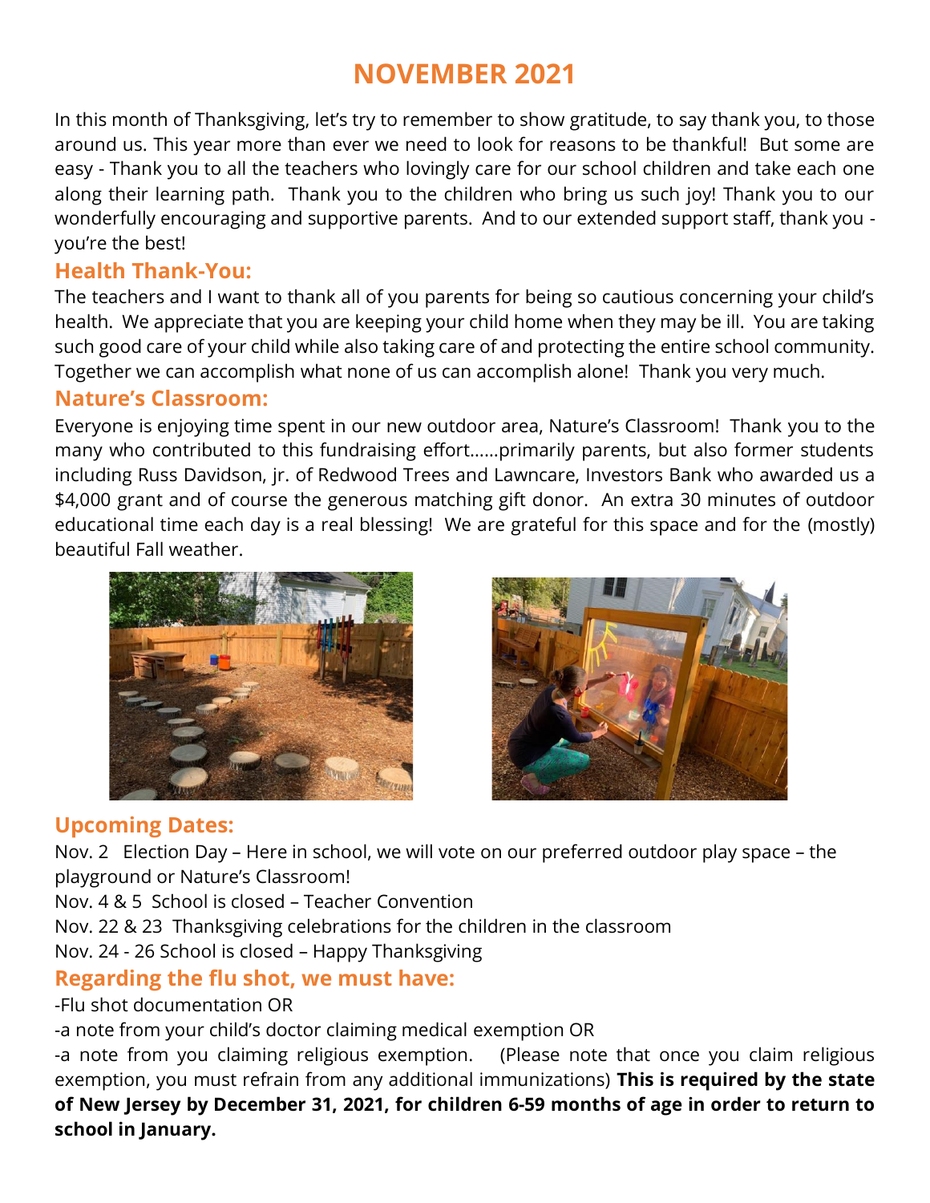# NOVEMBER 2021

In this month of Thanksgiving, let's try to remember to show gratitude, to say thank you, to those around us. This year more than ever we need to look for reasons to be thankful! But some are easy - Thank you to all the teachers who lovingly care for our school children and take each one along their learning path. Thank you to the children who bring us such joy! Thank you to our wonderfully encouraging and supportive parents. And to our extended support staff, thank you - you're the best!

## Health Thank-You:

The teachers and I want to thank all of you parents for being so cautious concerning your child's health. We appreciate that you are keeping your child home when they may be ill. You are taking such good care of your child while also taking care of and protecting the entire school community. Together we can accomplish what none of us can accomplish alone! Thank you very much.

## Nature's Classroom:

Everyone is enjoying time spent in our new outdoor area, Nature's Classroom! Thank you to the many who contributed to this fundraising effort……primarily parents, but also former students including Russ Davidson, jr. of Redwood Trees and Lawncare, Investors Bank who awarded us a $4,000 grant and of course the generous matching gift donor. An extra 30 minutes of outdoor educational time each day is a real blessing! We are grateful for this space and for the (mostly) beautiful Fall weather.

## Upcoming Dates:

Nov. 2 Election Day – Here in school, we will vote on our preferred outdoor play space – the playground or Nature's Classroom!

Nov. 4 & 5 School is closed – Teacher Convention

Nov. 22 & 23 Thanksgiving celebrations for the children in the classroom

Nov. 24 - 26 School is closed – Happy Thanksgiving

## Regarding the flu shot, we must have:

-Flu shot documentation OR

-a note from your child's doctor claiming medical exemption OR

-a note from you claiming religious exemption. (Please note that once you claim religious exemption, you must refrain from any additional immunizations) **This is required by the state of New Jersey by December 31, 2021, for children 6-59 months of age in order to return to school in January.**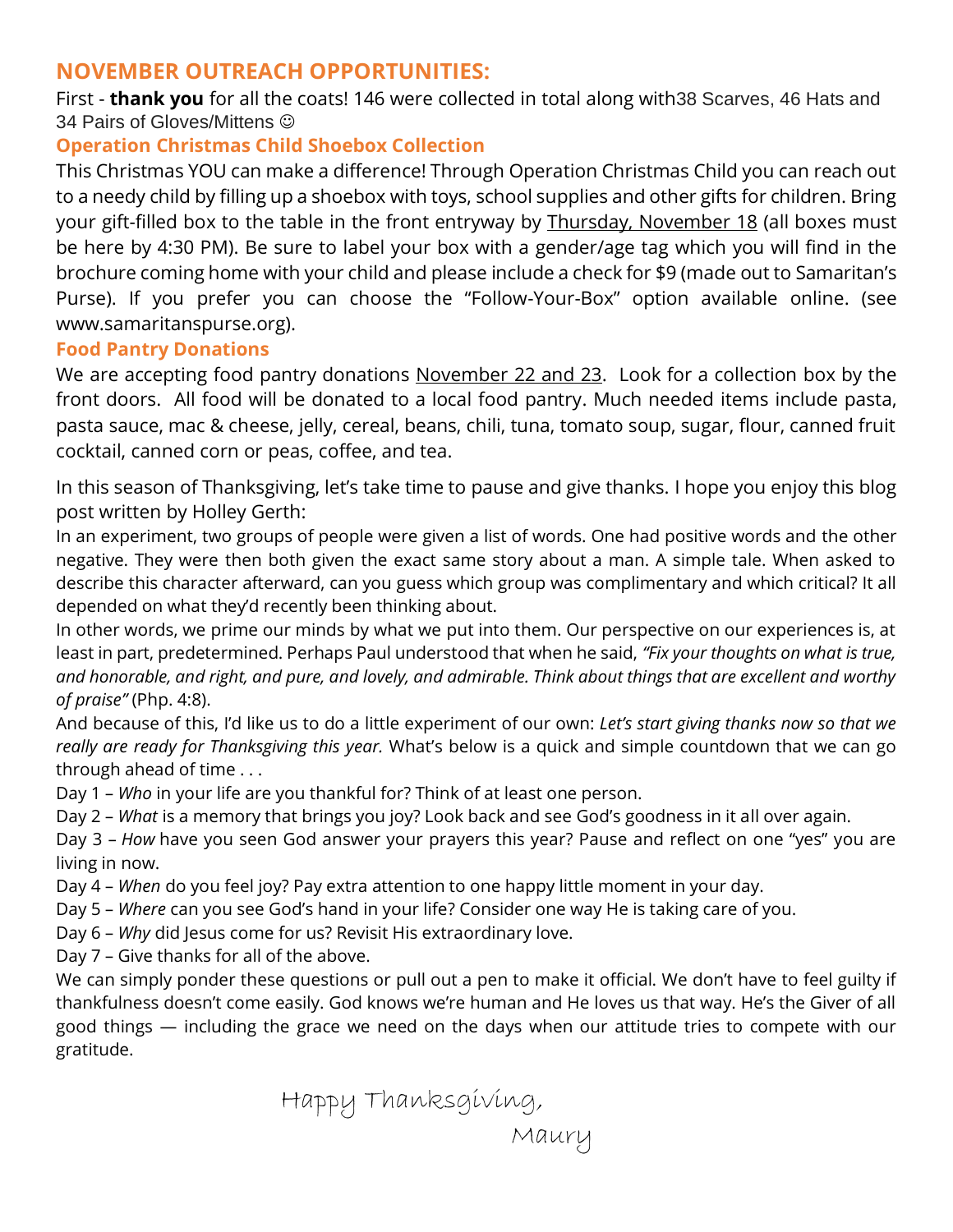## NOVEMBER OUTREACH OPPORTUNITIES:

First - **thank you** for all the coats! 146 were collected in total along with38 Scarves, 46 Hats and 34 Pairs of Gloves/Mittens ☺

### Operation Christmas Child Shoebox Collection

This Christmas YOU can make a difference! Through Operation Christmas Child you can reach out to a needy child by filling up a shoebox with toys, school supplies and other gifts for children. Bring your gift-filled box to the table in the front entryway by Thursday, November 18 (all boxes must be here by 4:30 PM). Be sure to label your box with a gender/age tag which you will find in the brochure coming home with your child and please include a check for $9 (made out to Samaritan's Purse). If you prefer you can choose the "Follow-Your-Box" option available online. (see www.samaritanspurse.org).

### Food Pantry Donations

We are accepting food pantry donations November 22 and 23. Look for a collection box by the front doors. All food will be donated to a local food pantry. Much needed items include pasta, pasta sauce, mac & cheese, jelly, cereal, beans, chili, tuna, tomato soup, sugar, flour, canned fruit cocktail, canned corn or peas, coffee, and tea.

In this season of Thanksgiving, let's take time to pause and give thanks. I hope you enjoy this blog post written by Holley Gerth:

In an experiment, two groups of people were given a list of words. One had positive words and the other negative. They were then both given the exact same story about a man. A simple tale. When asked to describe this character afterward, can you guess which group was complimentary and which critical? It all depended on what they'd recently been thinking about.

In other words, we prime our minds by what we put into them. Our perspective on our experiences is, at least in part, predetermined. Perhaps Paul understood that when he said, *"Fix your thoughts on what is true, and honorable, and right, and pure, and lovely, and admirable. Think about things that are excellent and worthy of praise"* (Php. 4:8).

And because of this, I'd like us to do a little experiment of our own: *Let's start giving thanks now so that we really are ready for Thanksgiving this year.* What's below is a quick and simple countdown that we can go through ahead of time . . .

Day 1 – *Who* in your life are you thankful for? Think of at least one person.

Day 2 – *What* is a memory that brings you joy? Look back and see God's goodness in it all over again.

Day 3 – *How* have you seen God answer your prayers this year? Pause and reflect on one "yes" you are living in now.

Day 4 – *When* do you feel joy? Pay extra attention to one happy little moment in your day.

Day 5 – *Where* can you see God's hand in your life? Consider one way He is taking care of you.

Day 6 – *Why* did Jesus come for us? Revisit His extraordinary love.

Day 7 – Give thanks for all of the above.

We can simply ponder these questions or pull out a pen to make it official. We don't have to feel guilty if thankfulness doesn't come easily. God knows we're human and He loves us that way. He's the Giver of all good things — including the grace we need on the days when our attitude tries to compete with our gratitude.

Happy Thanksgiving,

Maury